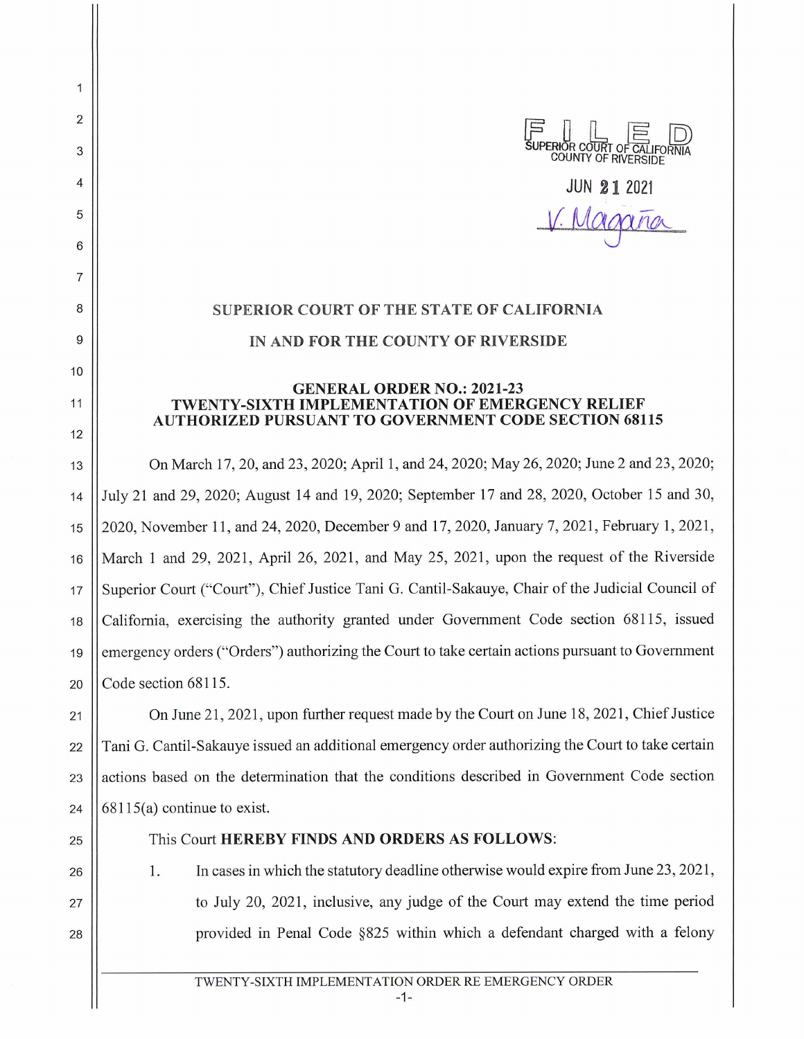FILED
SUPERIOR COURT OF CALIFORNIA
COUNTY OF RIVERSIDE

JUN 21 2021

V. Magaña

**SUPERIOR COURT OF THE STATE OF CALIFORNIA**

**IN AND FOR THE COUNTY OF RIVERSIDE**

**GENERAL ORDER NO.: 2021-23**
**TWENTY-SIXTH IMPLEMENTATION OF EMERGENCY RELIEF AUTHORIZED PURSUANT TO GOVERNMENT CODE SECTION 68115**

On March 17, 20, and 23, 2020; April 1, and 24, 2020; May 26, 2020; June 2 and 23, 2020; July 21 and 29, 2020; August 14 and 19, 2020; September 17 and 28, 2020, October 15 and 30, 2020, November 11, and 24, 2020, December 9 and 17, 2020, January 7, 2021, February 1, 2021, March 1 and 29, 2021, April 26, 2021, and May 25, 2021, upon the request of the Riverside Superior Court ("Court"), Chief Justice Tani G. Cantil-Sakauye, Chair of the Judicial Council of California, exercising the authority granted under Government Code section 68115, issued emergency orders ("Orders") authorizing the Court to take certain actions pursuant to Government Code section 68115.

On June 21, 2021, upon further request made by the Court on June 18, 2021, Chief Justice Tani G. Cantil-Sakauye issued an additional emergency order authorizing the Court to take certain actions based on the determination that the conditions described in Government Code section 68115(a) continue to exist.

This Court **HEREBY FINDS AND ORDERS AS FOLLOWS**:

1. In cases in which the statutory deadline otherwise would expire from June 23, 2021, to July 20, 2021, inclusive, any judge of the Court may extend the time period provided in Penal Code §825 within which a defendant charged with a felony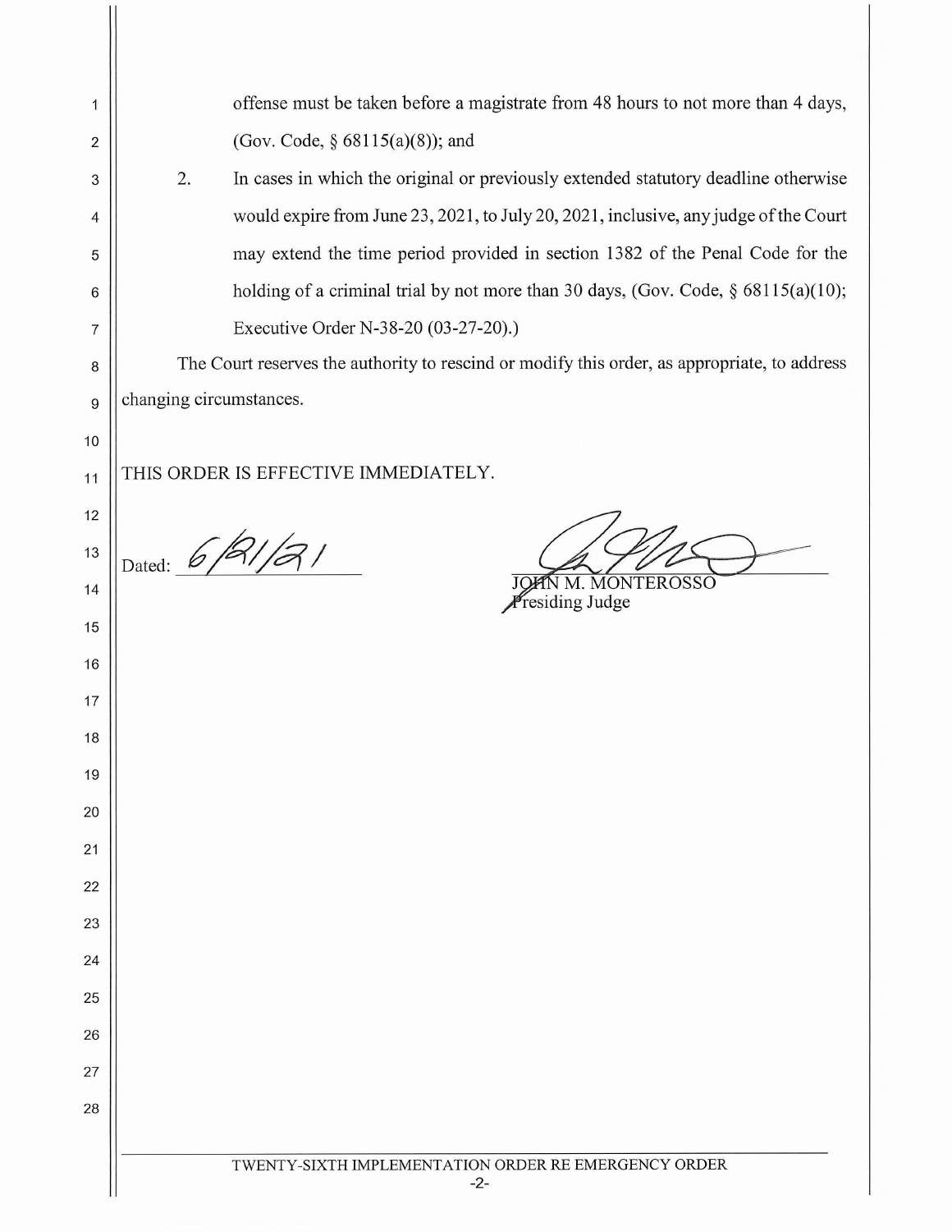offense must be taken before a magistrate from 48 hours to not more than 4 days, (Gov. Code, § 68115(a)(8)); and

2. In cases in which the original or previously extended statutory deadline otherwise would expire from June 23, 2021, to July 20, 2021, inclusive, any judge of the Court may extend the time period provided in section 1382 of the Penal Code for the holding of a criminal trial by not more than 30 days, (Gov. Code, § 68115(a)(10); Executive Order N-38-20 (03-27-20).)

The Court reserves the authority to rescind or modify this order, as appropriate, to address changing circumstances.

THIS ORDER IS EFFECTIVE IMMEDIATELY.

Dated: 6/21/21

JOHN M. MONTEROSSO
Presiding Judge

TWENTY-SIXTH IMPLEMENTATION ORDER RE EMERGENCY ORDER